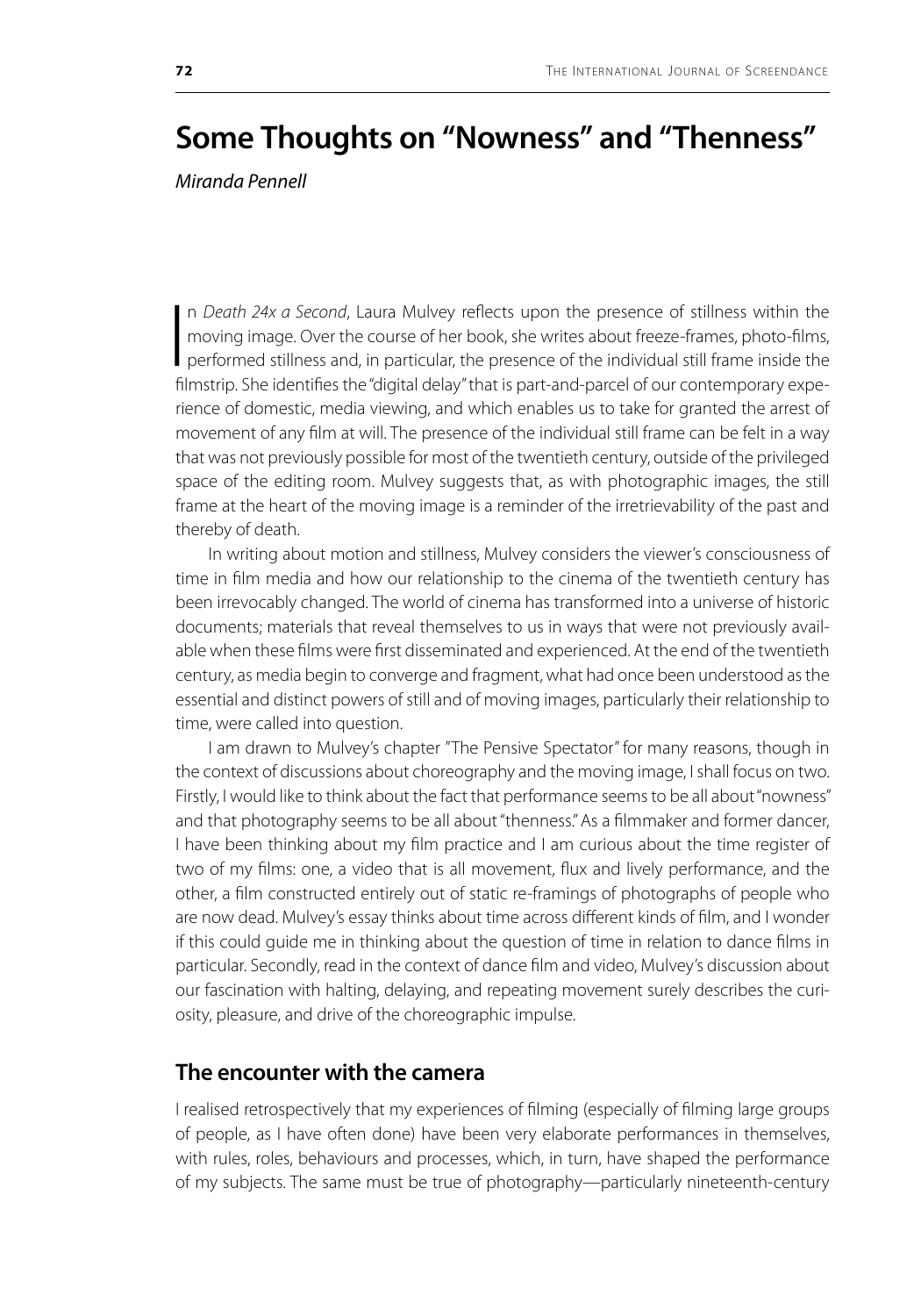# Some Thoughts on "Nowness" and "Thenness"

*Miranda Pennell*

In *Death 24x a Second*, Laura Mulvey reflects upon the presence of stillness within the moving image. Over the course of her book, she writes about freeze-frames, photo-films, performed stillness and, in particular, the presence of the individual still frame inside the filmstrip. She identifies the "digital delay" that is part-and-parcel of our contemporary experience of domestic, media viewing, and which enables us to take for granted the arrest of movement of any film at will. The presence of the individual still frame can be felt in a way that was not previously possible for most of the twentieth century, outside of the privileged space of the editing room. Mulvey suggests that, as with photographic images, the still frame at the heart of the moving image is a reminder of the irretrievability of the past and thereby of death.

In writing about motion and stillness, Mulvey considers the viewer's consciousness of time in film media and how our relationship to the cinema of the twentieth century has been irrevocably changed. The world of cinema has transformed into a universe of historic documents; materials that reveal themselves to us in ways that were not previously available when these films were first disseminated and experienced. At the end of the twentieth century, as media begin to converge and fragment, what had once been understood as the essential and distinct powers of still and of moving images, particularly their relationship to time, were called into question.

I am drawn to Mulvey's chapter "The Pensive Spectator" for many reasons, though in the context of discussions about choreography and the moving image, I shall focus on two. Firstly, I would like to think about the fact that performance seems to be all about "nowness" and that photography seems to be all about "thenness." As a filmmaker and former dancer, I have been thinking about my film practice and I am curious about the time register of two of my films: one, a video that is all movement, flux and lively performance, and the other, a film constructed entirely out of static re-framings of photographs of people who are now dead. Mulvey's essay thinks about time across different kinds of film, and I wonder if this could guide me in thinking about the question of time in relation to dance films in particular. Secondly, read in the context of dance film and video, Mulvey's discussion about our fascination with halting, delaying, and repeating movement surely describes the curiosity, pleasure, and drive of the choreographic impulse.

## The encounter with the camera

I realised retrospectively that my experiences of filming (especially of filming large groups of people, as I have often done) have been very elaborate performances in themselves, with rules, roles, behaviours and processes, which, in turn, have shaped the performance of my subjects. The same must be true of photography—particularly nineteenth-century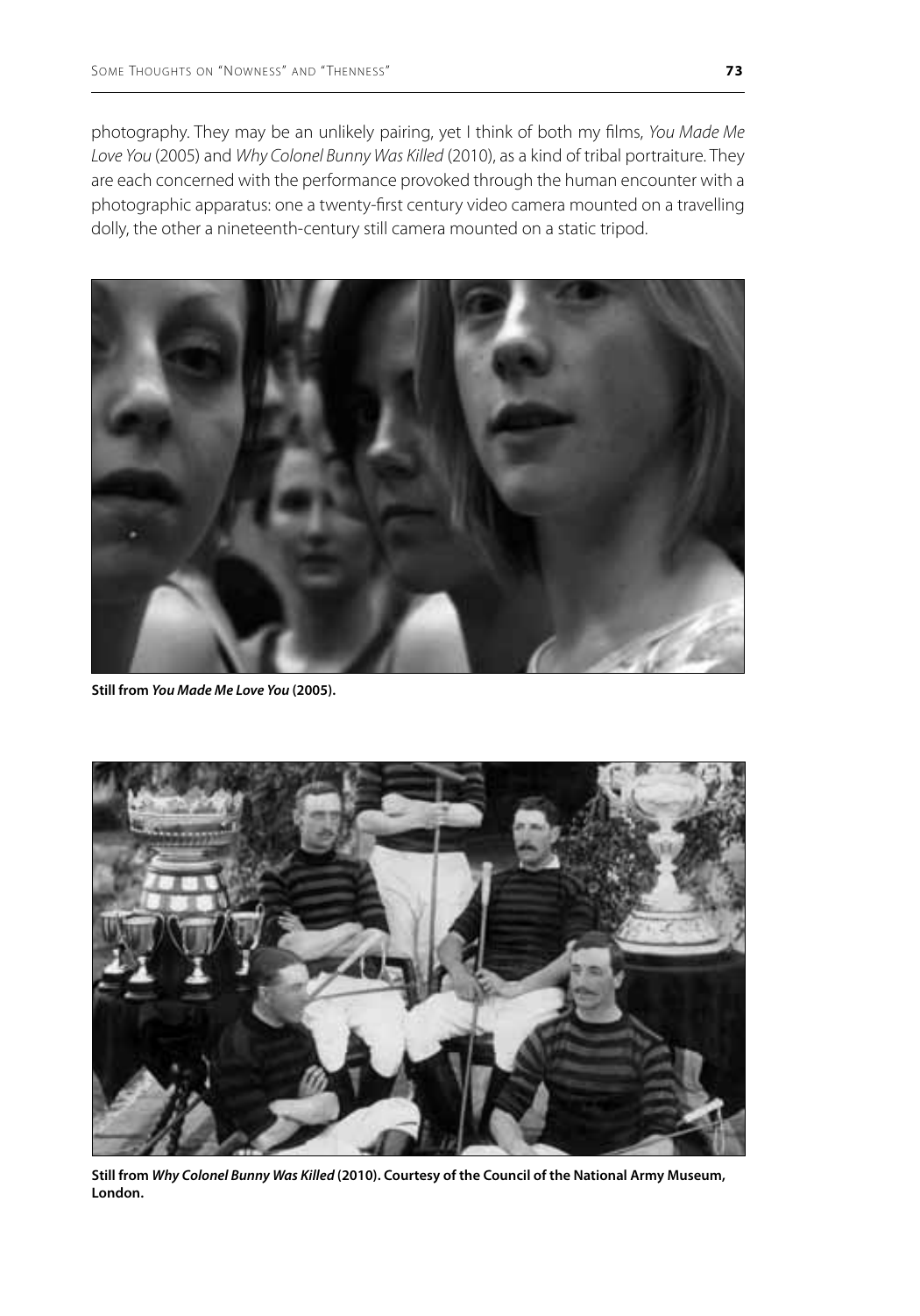photography. They may be an unlikely pairing, yet I think of both my films, *You Made Me Love You* (2005) and *Why Colonel Bunny Was Killed* (2010), as a kind of tribal portraiture. They are each concerned with the performance provoked through the human encounter with a photographic apparatus: one a twenty-first century video camera mounted on a travelling dolly, the other a nineteenth-century still camera mounted on a static tripod.

**Still from *You Made Me Love You* (2005).**

**Still from *Why Colonel Bunny Was Killed* (2010). Courtesy of the Council of the National Army Museum, London.**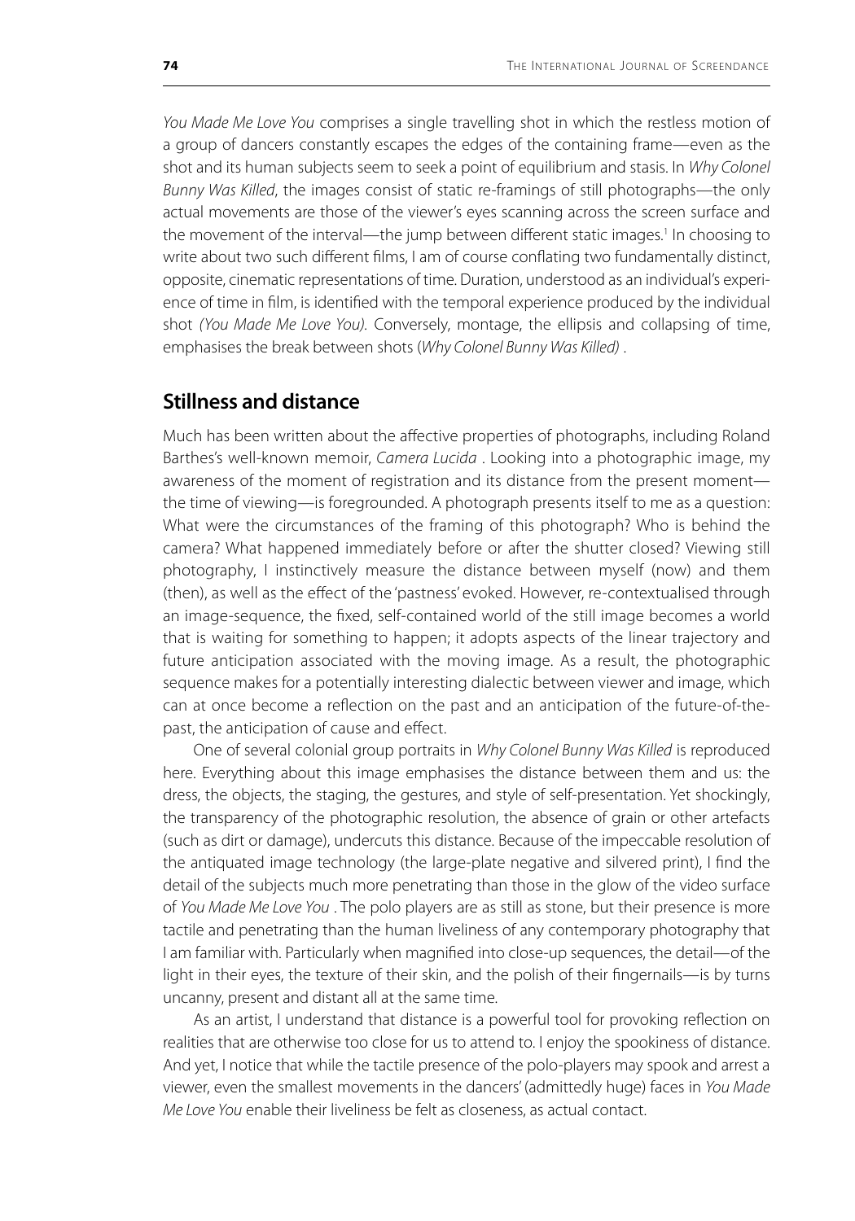*You Made Me Love You* comprises a single travelling shot in which the restless motion of a group of dancers constantly escapes the edges of the containing frame—even as the shot and its human subjects seem to seek a point of equilibrium and stasis. In *Why Colonel Bunny Was Killed*, the images consist of static re-framings of still photographs—the only actual movements are those of the viewer's eyes scanning across the screen surface and the movement of the interval—the jump between different static images.[1] In choosing to write about two such different films, I am of course conflating two fundamentally distinct, opposite, cinematic representations of time. Duration, understood as an individual's experience of time in film, is identified with the temporal experience produced by the individual shot *(You Made Me Love You).* Conversely, montage, the ellipsis and collapsing of time, emphasises the break between shots (*Why Colonel Bunny Was Killed)* .

## Stillness and distance

Much has been written about the affective properties of photographs, including Roland Barthes's well-known memoir, *Camera Lucida* . Looking into a photographic image, my awareness of the moment of registration and its distance from the present moment—the time of viewing—is foregrounded. A photograph presents itself to me as a question: What were the circumstances of the framing of this photograph? Who is behind the camera? What happened immediately before or after the shutter closed? Viewing still photography, I instinctively measure the distance between myself (now) and them (then), as well as the effect of the 'pastness' evoked. However, re-contextualised through an image-sequence, the fixed, self-contained world of the still image becomes a world that is waiting for something to happen; it adopts aspects of the linear trajectory and future anticipation associated with the moving image. As a result, the photographic sequence makes for a potentially interesting dialectic between viewer and image, which can at once become a reflection on the past and an anticipation of the future-of-the-past, the anticipation of cause and effect.

One of several colonial group portraits in *Why Colonel Bunny Was Killed* is reproduced here. Everything about this image emphasises the distance between them and us: the dress, the objects, the staging, the gestures, and style of self-presentation. Yet shockingly, the transparency of the photographic resolution, the absence of grain or other artefacts (such as dirt or damage), undercuts this distance. Because of the impeccable resolution of the antiquated image technology (the large-plate negative and silvered print), I find the detail of the subjects much more penetrating than those in the glow of the video surface of *You Made Me Love You* . The polo players are as still as stone, but their presence is more tactile and penetrating than the human liveliness of any contemporary photography that I am familiar with. Particularly when magnified into close-up sequences, the detail—of the light in their eyes, the texture of their skin, and the polish of their fingernails—is by turns uncanny, present and distant all at the same time.

As an artist, I understand that distance is a powerful tool for provoking reflection on realities that are otherwise too close for us to attend to. I enjoy the spookiness of distance. And yet, I notice that while the tactile presence of the polo-players may spook and arrest a viewer, even the smallest movements in the dancers' (admittedly huge) faces in *You Made Me Love You* enable their liveliness be felt as closeness, as actual contact.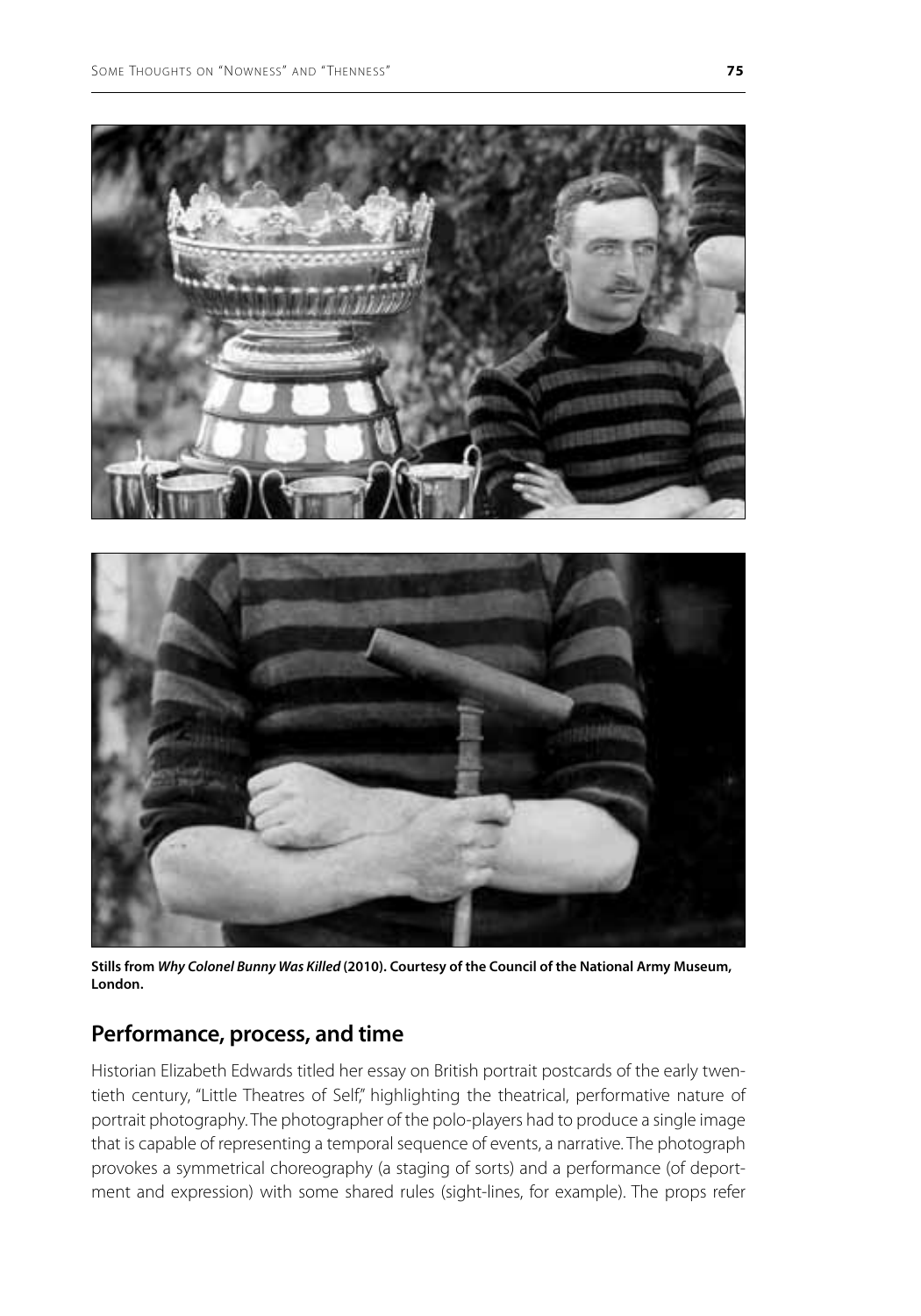**Stills from *Why Colonel Bunny Was Killed* (2010). Courtesy of the Council of the National Army Museum, London.**

## Performance, process, and time

Historian Elizabeth Edwards titled her essay on British portrait postcards of the early twentieth century, "Little Theatres of Self," highlighting the theatrical, performative nature of portrait photography. The photographer of the polo-players had to produce a single image that is capable of representing a temporal sequence of events, a narrative. The photograph provokes a symmetrical choreography (a staging of sorts) and a performance (of deportment and expression) with some shared rules (sight-lines, for example). The props refer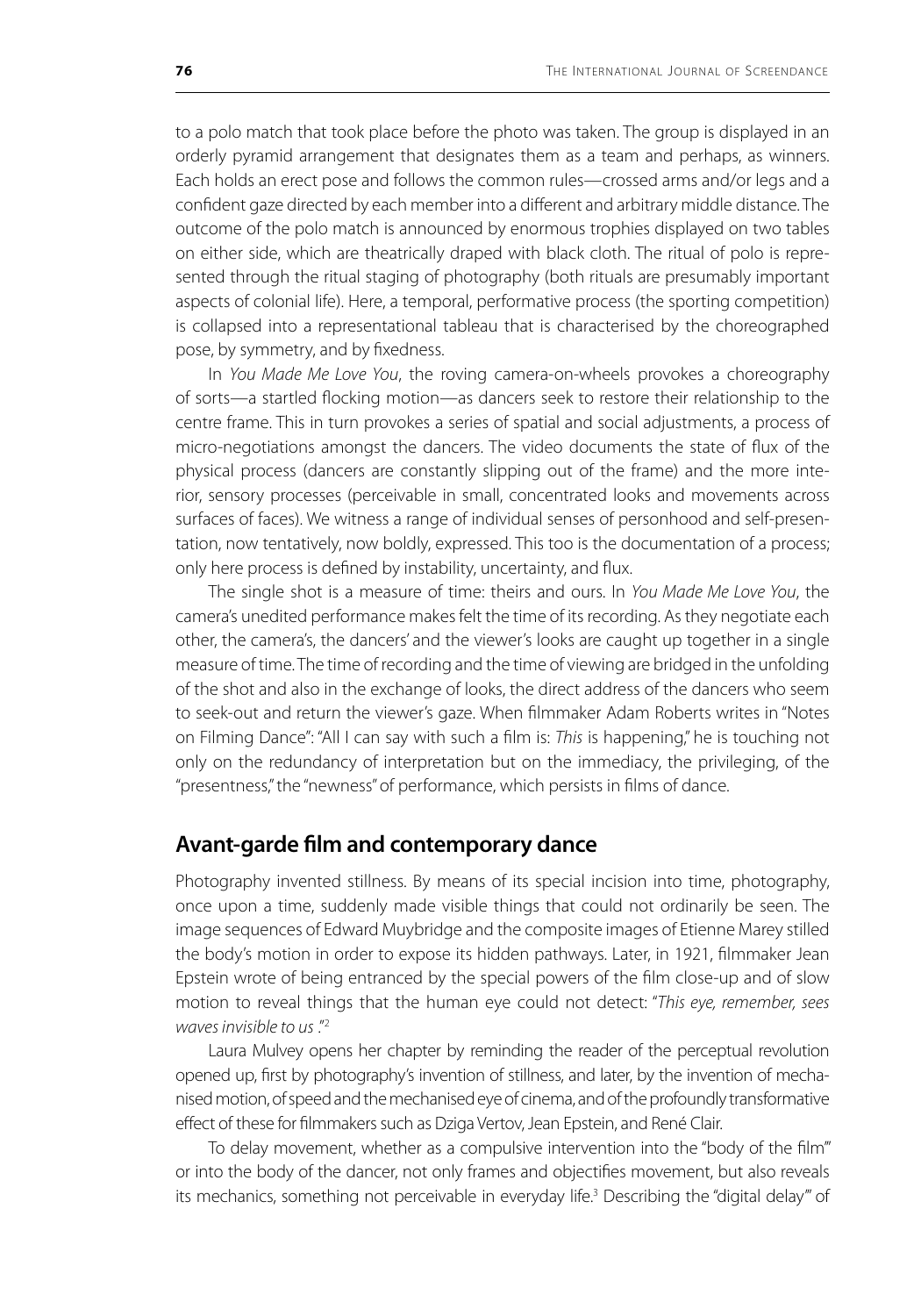to a polo match that took place before the photo was taken. The group is displayed in an orderly pyramid arrangement that designates them as a team and perhaps, as winners. Each holds an erect pose and follows the common rules—crossed arms and/or legs and a confident gaze directed by each member into a different and arbitrary middle distance. The outcome of the polo match is announced by enormous trophies displayed on two tables on either side, which are theatrically draped with black cloth. The ritual of polo is represented through the ritual staging of photography (both rituals are presumably important aspects of colonial life). Here, a temporal, performative process (the sporting competition) is collapsed into a representational tableau that is characterised by the choreographed pose, by symmetry, and by fixedness.

In *You Made Me Love You*, the roving camera-on-wheels provokes a choreography of sorts—a startled flocking motion—as dancers seek to restore their relationship to the centre frame. This in turn provokes a series of spatial and social adjustments, a process of micro-negotiations amongst the dancers. The video documents the state of flux of the physical process (dancers are constantly slipping out of the frame) and the more interior, sensory processes (perceivable in small, concentrated looks and movements across surfaces of faces). We witness a range of individual senses of personhood and self-presentation, now tentatively, now boldly, expressed. This too is the documentation of a process; only here process is defined by instability, uncertainty, and flux.

The single shot is a measure of time: theirs and ours. In *You Made Me Love You*, the camera's unedited performance makes felt the time of its recording. As they negotiate each other, the camera's, the dancers' and the viewer's looks are caught up together in a single measure of time. The time of recording and the time of viewing are bridged in the unfolding of the shot and also in the exchange of looks, the direct address of the dancers who seem to seek-out and return the viewer's gaze. When filmmaker Adam Roberts writes in "Notes on Filming Dance": "All I can say with such a film is: *This* is happening," he is touching not only on the redundancy of interpretation but on the immediacy, the privileging, of the "presentness," the "newness" of performance, which persists in films of dance.

## Avant-garde film and contemporary dance

Photography invented stillness. By means of its special incision into time, photography, once upon a time, suddenly made visible things that could not ordinarily be seen. The image sequences of Edward Muybridge and the composite images of Etienne Marey stilled the body's motion in order to expose its hidden pathways. Later, in 1921, filmmaker Jean Epstein wrote of being entranced by the special powers of the film close-up and of slow motion to reveal things that the human eye could not detect: "*This eye, remember, sees waves invisible to us* ."[2]

Laura Mulvey opens her chapter by reminding the reader of the perceptual revolution opened up, first by photography's invention of stillness, and later, by the invention of mechanised motion, of speed and the mechanised eye of cinema, and of the profoundly transformative effect of these for filmmakers such as Dziga Vertov, Jean Epstein, and René Clair.

To delay movement, whether as a compulsive intervention into the "body of the film'" or into the body of the dancer, not only frames and objectifies movement, but also reveals its mechanics, something not perceivable in everyday life.[3] Describing the "digital delay'" of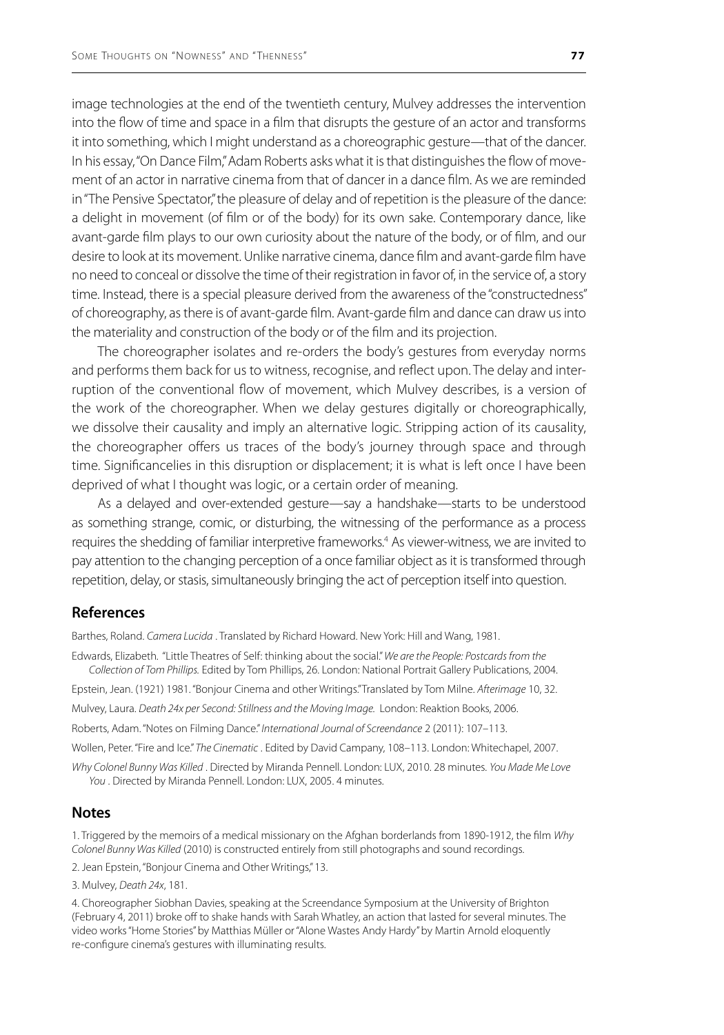image technologies at the end of the twentieth century, Mulvey addresses the intervention into the flow of time and space in a film that disrupts the gesture of an actor and transforms it into something, which I might understand as a choreographic gesture—that of the dancer. In his essay, "On Dance Film," Adam Roberts asks what it is that distinguishes the flow of movement of an actor in narrative cinema from that of dancer in a dance film. As we are reminded in "The Pensive Spectator," the pleasure of delay and of repetition is the pleasure of the dance: a delight in movement (of film or of the body) for its own sake. Contemporary dance, like avant-garde film plays to our own curiosity about the nature of the body, or of film, and our desire to look at its movement. Unlike narrative cinema, dance film and avant-garde film have no need to conceal or dissolve the time of their registration in favor of, in the service of, a story time. Instead, there is a special pleasure derived from the awareness of the "constructedness" of choreography, as there is of avant-garde film. Avant-garde film and dance can draw us into the materiality and construction of the body or of the film and its projection.

The choreographer isolates and re-orders the body's gestures from everyday norms and performs them back for us to witness, recognise, and reflect upon. The delay and interruption of the conventional flow of movement, which Mulvey describes, is a version of the work of the choreographer. When we delay gestures digitally or choreographically, we dissolve their causality and imply an alternative logic. Stripping action of its causality, the choreographer offers us traces of the body's journey through space and through time. Significancelies in this disruption or displacement; it is what is left once I have been deprived of what I thought was logic, or a certain order of meaning.

As a delayed and over-extended gesture—say a handshake—starts to be understood as something strange, comic, or disturbing, the witnessing of the performance as a process requires the shedding of familiar interpretive frameworks.[4] As viewer-witness, we are invited to pay attention to the changing perception of a once familiar object as it is transformed through repetition, delay, or stasis, simultaneously bringing the act of perception itself into question.

## References

Barthes, Roland. *Camera Lucida* . Translated by Richard Howard. New York: Hill and Wang, 1981.

Edwards, Elizabeth. "Little Theatres of Self: thinking about the social." *We are the People: Postcards from the Collection of Tom Phillips.* Edited by Tom Phillips, 26. London: National Portrait Gallery Publications, 2004.

Epstein, Jean. (1921) 1981. "Bonjour Cinema and other Writings." Translated by Tom Milne. *Afterimage* 10, 32.

Mulvey, Laura. *Death 24x per Second: Stillness and the Moving Image.* London: Reaktion Books, 2006.

Roberts, Adam. "Notes on Filming Dance." *International Journal of Screendance* 2 (2011): 107–113.

Wollen, Peter. "Fire and Ice." *The Cinematic* . Edited by David Campany, 108–113. London: Whitechapel, 2007.

*Why Colonel Bunny Was Killed* . Directed by Miranda Pennell. London: LUX, 2010. 28 minutes. *You Made Me Love You* . Directed by Miranda Pennell. London: LUX, 2005. 4 minutes.

## Notes

1. Triggered by the memoirs of a medical missionary on the Afghan borderlands from 1890-1912, the film *Why Colonel Bunny Was Killed* (2010) is constructed entirely from still photographs and sound recordings.

2. Jean Epstein, "Bonjour Cinema and Other Writings," 13.

3. Mulvey, *Death 24x*, 181.

4. Choreographer Siobhan Davies, speaking at the Screendance Symposium at the University of Brighton (February 4, 2011) broke off to shake hands with Sarah Whatley, an action that lasted for several minutes. The video works "Home Stories" by Matthias Müller or "Alone Wastes Andy Hardy" by Martin Arnold eloquently re-configure cinema's gestures with illuminating results.